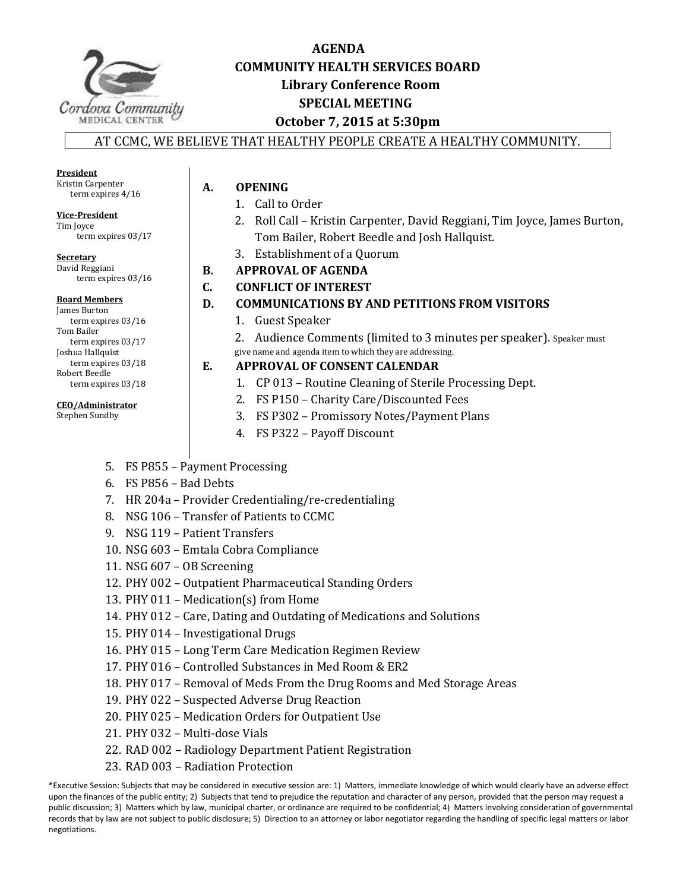# AGENDA

## COMMUNITY HEALTH SERVICES BOARD

### Library Conference Room

### SPECIAL MEETING

### October 7, 2015 at 5:30pm

AT CCMC, WE BELIEVE THAT HEALTHY PEOPLE CREATE A HEALTHY COMMUNITY.

**President**
Kristin Carpenter
term expires 4/16

**Vice-President**
Tim Joyce
term expires 03/17

**Secretary**
David Reggiani
term expires 03/16

**Board Members**
James Burton
term expires 03/16
Tom Bailer
term expires 03/17
Joshua Hallquist
term expires 03/18
Robert Beedle
term expires 03/18

**CEO/Administrator**
Stephen Sundby

**A. OPENING**

1. Call to Order
2. Roll Call – Kristin Carpenter, David Reggiani, Tim Joyce, James Burton, Tom Bailer, Robert Beedle and Josh Hallquist.
3. Establishment of a Quorum

**B. APPROVAL OF AGENDA**

**C. CONFLICT OF INTEREST**

**D. COMMUNICATIONS BY AND PETITIONS FROM VISITORS**

1. Guest Speaker
2. Audience Comments (limited to 3 minutes per speaker). Speaker must give name and agenda item to which they are addressing.

**E. APPROVAL OF CONSENT CALENDAR**

1. CP 013 – Routine Cleaning of Sterile Processing Dept.
2. FS P150 – Charity Care/Discounted Fees
3. FS P302 – Promissory Notes/Payment Plans
4. FS P322 – Payoff Discount
5. FS P855 – Payment Processing
6. FS P856 – Bad Debts
7. HR 204a – Provider Credentialing/re-credentialing
8. NSG 106 – Transfer of Patients to CCMC
9. NSG 119 – Patient Transfers
10. NSG 603 – Emtala Cobra Compliance
11. NSG 607 – OB Screening
12. PHY 002 – Outpatient Pharmaceutical Standing Orders
13. PHY 011 – Medication(s) from Home
14. PHY 012 – Care, Dating and Outdating of Medications and Solutions
15. PHY 014 – Investigational Drugs
16. PHY 015 – Long Term Care Medication Regimen Review
17. PHY 016 – Controlled Substances in Med Room & ER2
18. PHY 017 – Removal of Meds From the Drug Rooms and Med Storage Areas
19. PHY 022 – Suspected Adverse Drug Reaction
20. PHY 025 – Medication Orders for Outpatient Use
21. PHY 032 – Multi-dose Vials
22. RAD 002 – Radiology Department Patient Registration
23. RAD 003 – Radiation Protection

*Executive Session: Subjects that may be considered in executive session are: 1) Matters, immediate knowledge of which would clearly have an adverse effect upon the finances of the public entity; 2) Subjects that tend to prejudice the reputation and character of any person, provided that the person may request a public discussion; 3) Matters which by law, municipal charter, or ordinance are required to be confidential; 4) Matters involving consideration of governmental records that by law are not subject to public disclosure; 5) Direction to an attorney or labor negotiator regarding the handling of specific legal matters or labor negotiations.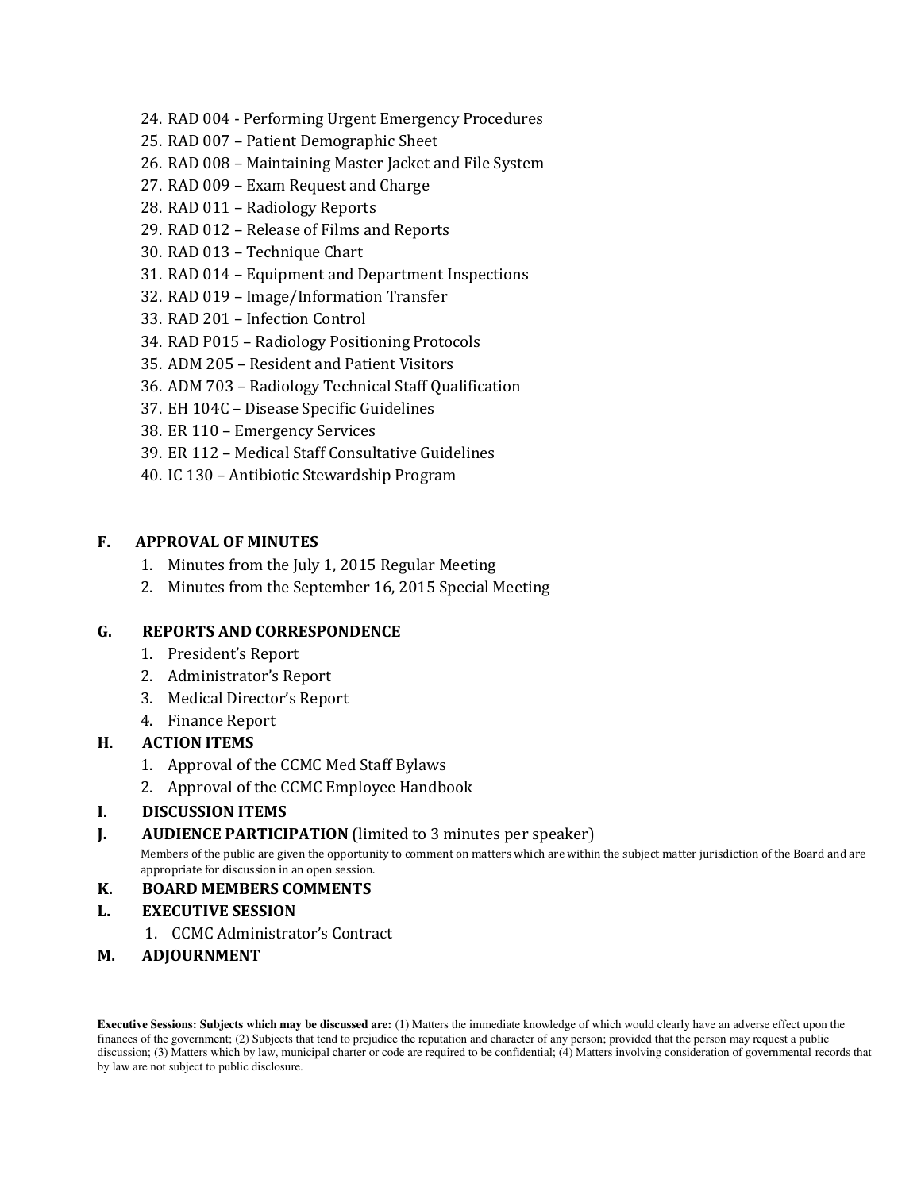24. RAD 004 - Performing Urgent Emergency Procedures
25. RAD 007 – Patient Demographic Sheet
26. RAD 008 – Maintaining Master Jacket and File System
27. RAD 009 – Exam Request and Charge
28. RAD 011 – Radiology Reports
29. RAD 012 – Release of Films and Reports
30. RAD 013 – Technique Chart
31. RAD 014 – Equipment and Department Inspections
32. RAD 019 – Image/Information Transfer
33. RAD 201 – Infection Control
34. RAD P015 – Radiology Positioning Protocols
35. ADM 205 – Resident and Patient Visitors
36. ADM 703 – Radiology Technical Staff Qualification
37. EH 104C – Disease Specific Guidelines
38. ER 110 – Emergency Services
39. ER 112 – Medical Staff Consultative Guidelines
40. IC 130 – Antibiotic Stewardship Program

**F. APPROVAL OF MINUTES**

1. Minutes from the July 1, 2015 Regular Meeting
2. Minutes from the September 16, 2015 Special Meeting

**G. REPORTS AND CORRESPONDENCE**

1. President's Report
2. Administrator's Report
3. Medical Director's Report
4. Finance Report

**H. ACTION ITEMS**

1. Approval of the CCMC Med Staff Bylaws
2. Approval of the CCMC Employee Handbook

**I. DISCUSSION ITEMS**

**J. AUDIENCE PARTICIPATION** (limited to 3 minutes per speaker)

Members of the public are given the opportunity to comment on matters which are within the subject matter jurisdiction of the Board and are appropriate for discussion in an open session.

**K. BOARD MEMBERS COMMENTS**

**L. EXECUTIVE SESSION**

1. CCMC Administrator's Contract

**M. ADJOURNMENT**

**Executive Sessions: Subjects which may be discussed are:** (1) Matters the immediate knowledge of which would clearly have an adverse effect upon the finances of the government; (2) Subjects that tend to prejudice the reputation and character of any person; provided that the person may request a public discussion; (3) Matters which by law, municipal charter or code are required to be confidential; (4) Matters involving consideration of governmental records that by law are not subject to public disclosure.